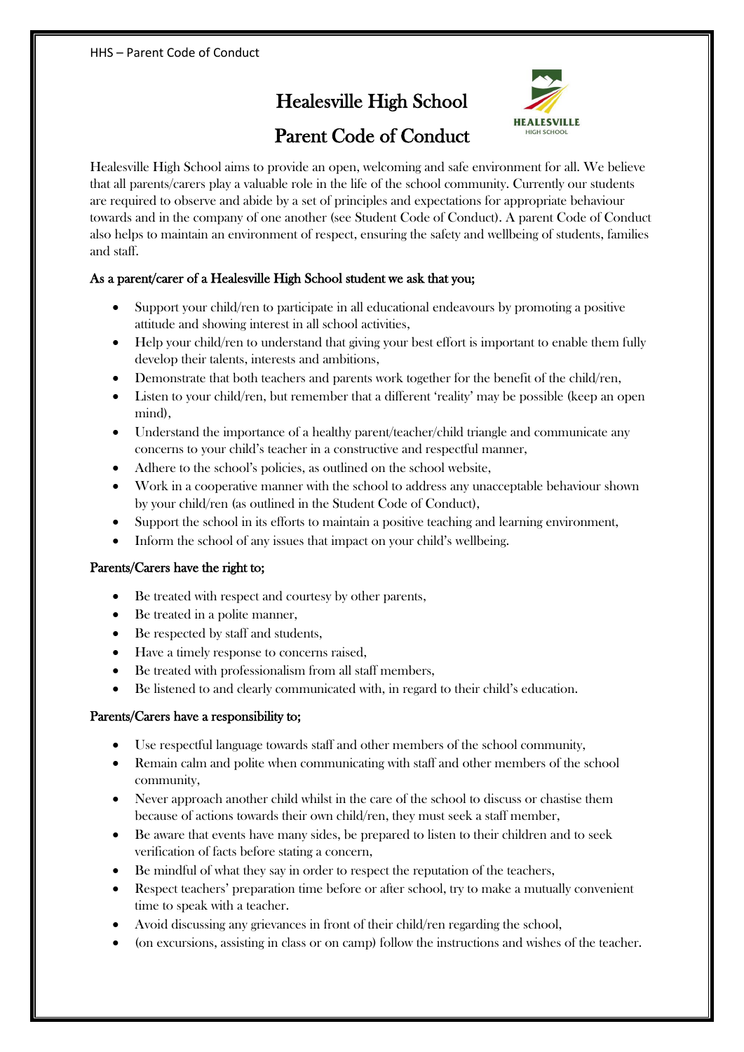# Healesville High School

## Parent Code of Conduct

Healesville High School aims to provide an open, welcoming and safe environment for all. We believe that all parents/carers play a valuable role in the life of the school community. Currently our students are required to observe and abide by a set of principles and expectations for appropriate behaviour towards and in the company of one another (see Student Code of Conduct). A parent Code of Conduct also helps to maintain an environment of respect, ensuring the safety and wellbeing of students, families and staff.

### As a parent/carer of a Healesville High School student we ask that you;

- Support your child/ren to participate in all educational endeavours by promoting a positive attitude and showing interest in all school activities,
- Help your child/ren to understand that giving your best effort is important to enable them fully develop their talents, interests and ambitions,
- Demonstrate that both teachers and parents work together for the benefit of the child/ren,
- Listen to your child/ren, but remember that a different 'reality' may be possible (keep an open mind),
- Understand the importance of a healthy parent/teacher/child triangle and communicate any concerns to your child's teacher in a constructive and respectful manner,
- Adhere to the school's policies, as outlined on the school website,
- Work in a cooperative manner with the school to address any unacceptable behaviour shown by your child/ren (as outlined in the Student Code of Conduct),
- Support the school in its efforts to maintain a positive teaching and learning environment,
- Inform the school of any issues that impact on your child's wellbeing.

### Parents/Carers have the right to;

- Be treated with respect and courtesy by other parents,
- Be treated in a polite manner,
- Be respected by staff and students,
- Have a timely response to concerns raised,
- Be treated with professionalism from all staff members,
- Be listened to and clearly communicated with, in regard to their child's education.

### Parents/Carers have a responsibility to;

- Use respectful language towards staff and other members of the school community,
- Remain calm and polite when communicating with staff and other members of the school community,
- Never approach another child whilst in the care of the school to discuss or chastise them because of actions towards their own child/ren, they must seek a staff member,
- Be aware that events have many sides, be prepared to listen to their children and to seek verification of facts before stating a concern,
- Be mindful of what they say in order to respect the reputation of the teachers,
- Respect teachers' preparation time before or after school, try to make a mutually convenient time to speak with a teacher.
- Avoid discussing any grievances in front of their child/ren regarding the school,
- (on excursions, assisting in class or on camp) follow the instructions and wishes of the teacher.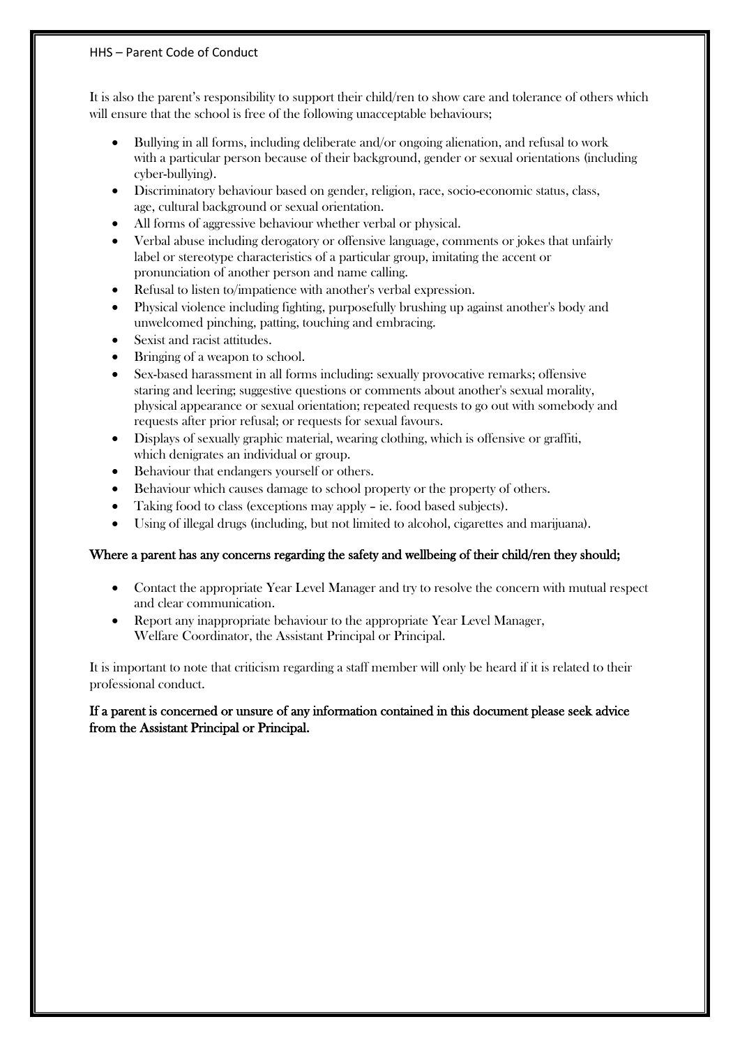It is also the parent's responsibility to support their child/ren to show care and tolerance of others which will ensure that the school is free of the following unacceptable behaviours;

- Bullying in all forms, including deliberate and/or ongoing alienation, and refusal to work with a particular person because of their background, gender or sexual orientations (including cyber-bullying).
- Discriminatory behaviour based on gender, religion, race, socio-economic status, class, age, cultural background or sexual orientation.
- All forms of aggressive behaviour whether verbal or physical.
- Verbal abuse including derogatory or offensive language, comments or jokes that unfairly label or stereotype characteristics of a particular group, imitating the accent or pronunciation of another person and name calling.
- Refusal to listen to/impatience with another's verbal expression.
- Physical violence including fighting, purposefully brushing up against another's body and unwelcomed pinching, patting, touching and embracing.
- Sexist and racist attitudes.
- Bringing of a weapon to school.
- Sex-based harassment in all forms including: sexually provocative remarks; offensive staring and leering; suggestive questions or comments about another's sexual morality, physical appearance or sexual orientation; repeated requests to go out with somebody and requests after prior refusal; or requests for sexual favours.
- Displays of sexually graphic material, wearing clothing, which is offensive or graffiti, which denigrates an individual or group.
- Behaviour that endangers yourself or others.
- Behaviour which causes damage to school property or the property of others.
- Taking food to class (exceptions may apply – ie. food based subjects).
- Using of illegal drugs (including, but not limited to alcohol, cigarettes and marijuana).

**Where a parent has any concerns regarding the safety and wellbeing of their child/ren they should;**

- Contact the appropriate Year Level Manager and try to resolve the concern with mutual respect and clear communication.
- Report any inappropriate behaviour to the appropriate Year Level Manager, Welfare Coordinator, the Assistant Principal or Principal.

It is important to note that criticism regarding a staff member will only be heard if it is related to their professional conduct.

**If a parent is concerned or unsure of any information contained in this document please seek advice from the Assistant Principal or Principal.**